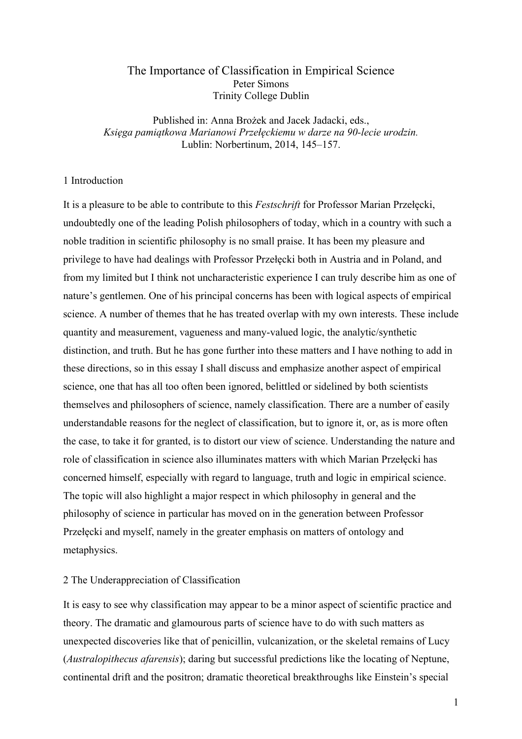# The Importance of Classification in Empirical Science

Peter Simons
Trinity College Dublin

Published in: Anna Brożek and Jacek Jadacki, eds.,
*Księga pamiątkowa Marianowi Przełęckiemu w darze na 90-lecie urodzin.*
Lublin: Norbertinum, 2014, 145–157.

## 1 Introduction

It is a pleasure to be able to contribute to this *Festschrift* for Professor Marian Przełęcki, undoubtedly one of the leading Polish philosophers of today, which in a country with such a noble tradition in scientific philosophy is no small praise. It has been my pleasure and privilege to have had dealings with Professor Przełęcki both in Austria and in Poland, and from my limited but I think not uncharacteristic experience I can truly describe him as one of nature's gentlemen. One of his principal concerns has been with logical aspects of empirical science. A number of themes that he has treated overlap with my own interests. These include quantity and measurement, vagueness and many-valued logic, the analytic/synthetic distinction, and truth. But he has gone further into these matters and I have nothing to add in these directions, so in this essay I shall discuss and emphasize another aspect of empirical science, one that has all too often been ignored, belittled or sidelined by both scientists themselves and philosophers of science, namely classification. There are a number of easily understandable reasons for the neglect of classification, but to ignore it, or, as is more often the case, to take it for granted, is to distort our view of science. Understanding the nature and role of classification in science also illuminates matters with which Marian Przełęcki has concerned himself, especially with regard to language, truth and logic in empirical science. The topic will also highlight a major respect in which philosophy in general and the philosophy of science in particular has moved on in the generation between Professor Przełęcki and myself, namely in the greater emphasis on matters of ontology and metaphysics.

## 2 The Underappreciation of Classification

It is easy to see why classification may appear to be a minor aspect of scientific practice and theory. The dramatic and glamourous parts of science have to do with such matters as unexpected discoveries like that of penicillin, vulcanization, or the skeletal remains of Lucy (*Australopithecus afarensis*); daring but successful predictions like the locating of Neptune, continental drift and the positron; dramatic theoretical breakthroughs like Einstein's special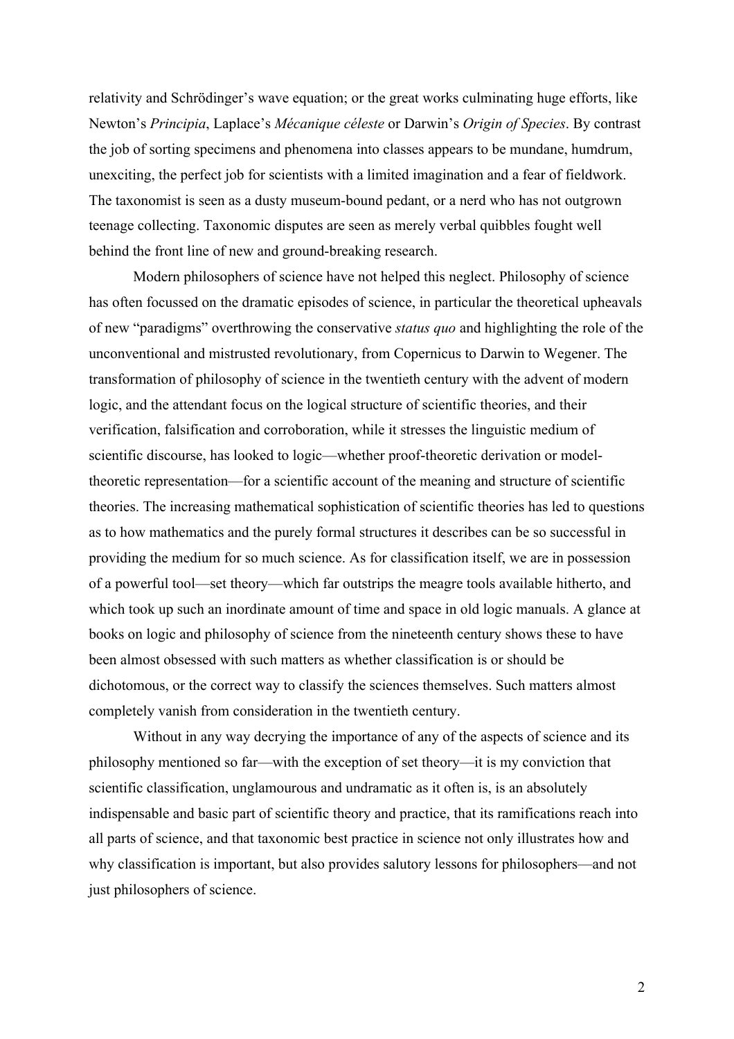relativity and Schrödinger's wave equation; or the great works culminating huge efforts, like Newton's *Principia*, Laplace's *Mécanique céleste* or Darwin's *Origin of Species*. By contrast the job of sorting specimens and phenomena into classes appears to be mundane, humdrum, unexciting, the perfect job for scientists with a limited imagination and a fear of fieldwork. The taxonomist is seen as a dusty museum-bound pedant, or a nerd who has not outgrown teenage collecting. Taxonomic disputes are seen as merely verbal quibbles fought well behind the front line of new and ground-breaking research.

Modern philosophers of science have not helped this neglect. Philosophy of science has often focussed on the dramatic episodes of science, in particular the theoretical upheavals of new "paradigms" overthrowing the conservative *status quo* and highlighting the role of the unconventional and mistrusted revolutionary, from Copernicus to Darwin to Wegener. The transformation of philosophy of science in the twentieth century with the advent of modern logic, and the attendant focus on the logical structure of scientific theories, and their verification, falsification and corroboration, while it stresses the linguistic medium of scientific discourse, has looked to logic—whether proof-theoretic derivation or model-theoretic representation—for a scientific account of the meaning and structure of scientific theories. The increasing mathematical sophistication of scientific theories has led to questions as to how mathematics and the purely formal structures it describes can be so successful in providing the medium for so much science. As for classification itself, we are in possession of a powerful tool—set theory—which far outstrips the meagre tools available hitherto, and which took up such an inordinate amount of time and space in old logic manuals. A glance at books on logic and philosophy of science from the nineteenth century shows these to have been almost obsessed with such matters as whether classification is or should be dichotomous, or the correct way to classify the sciences themselves. Such matters almost completely vanish from consideration in the twentieth century.

Without in any way decrying the importance of any of the aspects of science and its philosophy mentioned so far—with the exception of set theory—it is my conviction that scientific classification, unglamourous and undramatic as it often is, is an absolutely indispensable and basic part of scientific theory and practice, that its ramifications reach into all parts of science, and that taxonomic best practice in science not only illustrates how and why classification is important, but also provides salutory lessons for philosophers—and not just philosophers of science.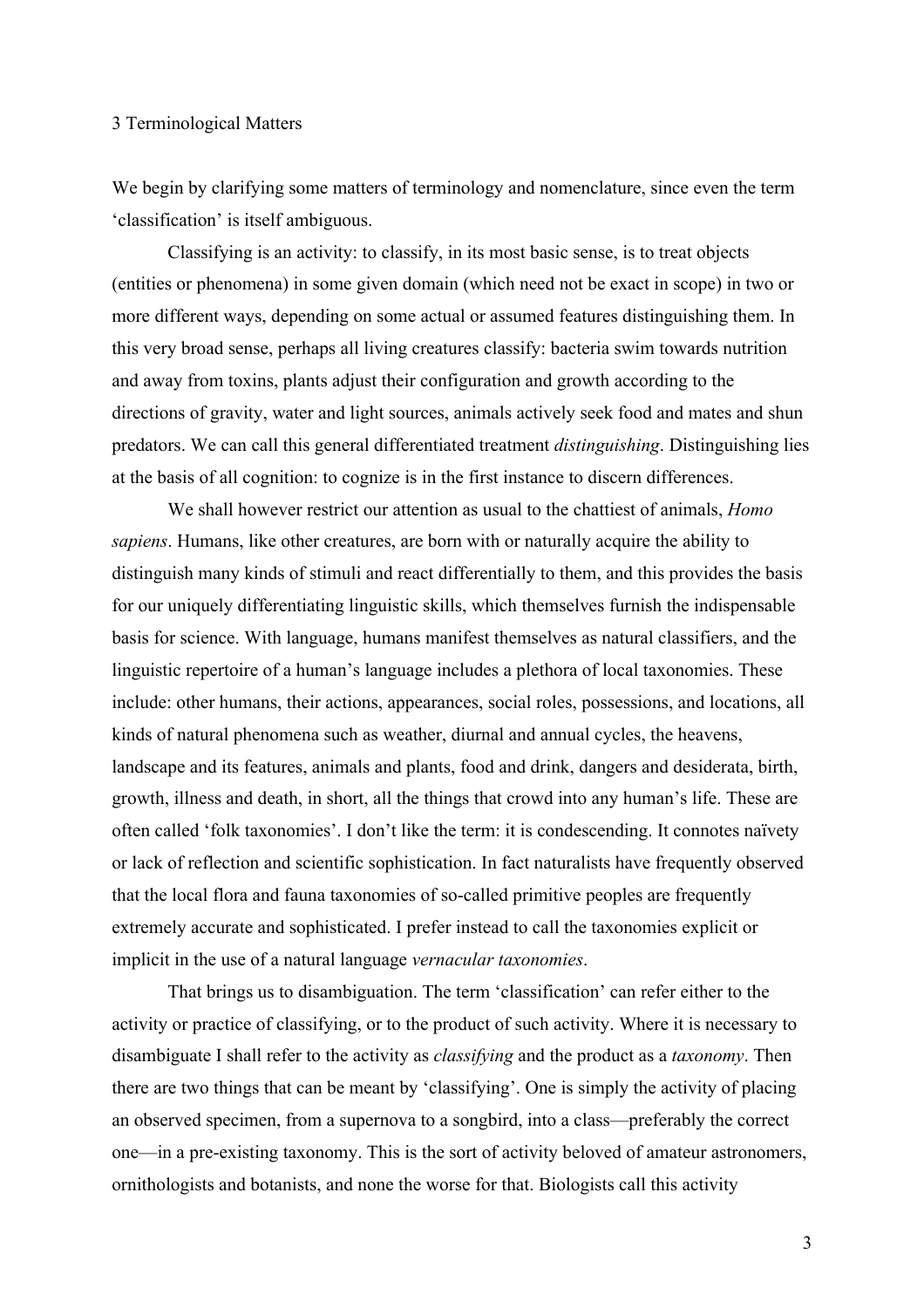## 3 Terminological Matters

We begin by clarifying some matters of terminology and nomenclature, since even the term 'classification' is itself ambiguous.

Classifying is an activity: to classify, in its most basic sense, is to treat objects (entities or phenomena) in some given domain (which need not be exact in scope) in two or more different ways, depending on some actual or assumed features distinguishing them. In this very broad sense, perhaps all living creatures classify: bacteria swim towards nutrition and away from toxins, plants adjust their configuration and growth according to the directions of gravity, water and light sources, animals actively seek food and mates and shun predators. We can call this general differentiated treatment *distinguishing*. Distinguishing lies at the basis of all cognition: to cognize is in the first instance to discern differences.

We shall however restrict our attention as usual to the chattiest of animals, *Homo sapiens*. Humans, like other creatures, are born with or naturally acquire the ability to distinguish many kinds of stimuli and react differentially to them, and this provides the basis for our uniquely differentiating linguistic skills, which themselves furnish the indispensable basis for science. With language, humans manifest themselves as natural classifiers, and the linguistic repertoire of a human's language includes a plethora of local taxonomies. These include: other humans, their actions, appearances, social roles, possessions, and locations, all kinds of natural phenomena such as weather, diurnal and annual cycles, the heavens, landscape and its features, animals and plants, food and drink, dangers and desiderata, birth, growth, illness and death, in short, all the things that crowd into any human's life. These are often called 'folk taxonomies'. I don't like the term: it is condescending. It connotes naïvety or lack of reflection and scientific sophistication. In fact naturalists have frequently observed that the local flora and fauna taxonomies of so-called primitive peoples are frequently extremely accurate and sophisticated. I prefer instead to call the taxonomies explicit or implicit in the use of a natural language *vernacular taxonomies*.

That brings us to disambiguation. The term 'classification' can refer either to the activity or practice of classifying, or to the product of such activity. Where it is necessary to disambiguate I shall refer to the activity as *classifying* and the product as a *taxonomy*. Then there are two things that can be meant by 'classifying'. One is simply the activity of placing an observed specimen, from a supernova to a songbird, into a class—preferably the correct one—in a pre-existing taxonomy. This is the sort of activity beloved of amateur astronomers, ornithologists and botanists, and none the worse for that. Biologists call this activity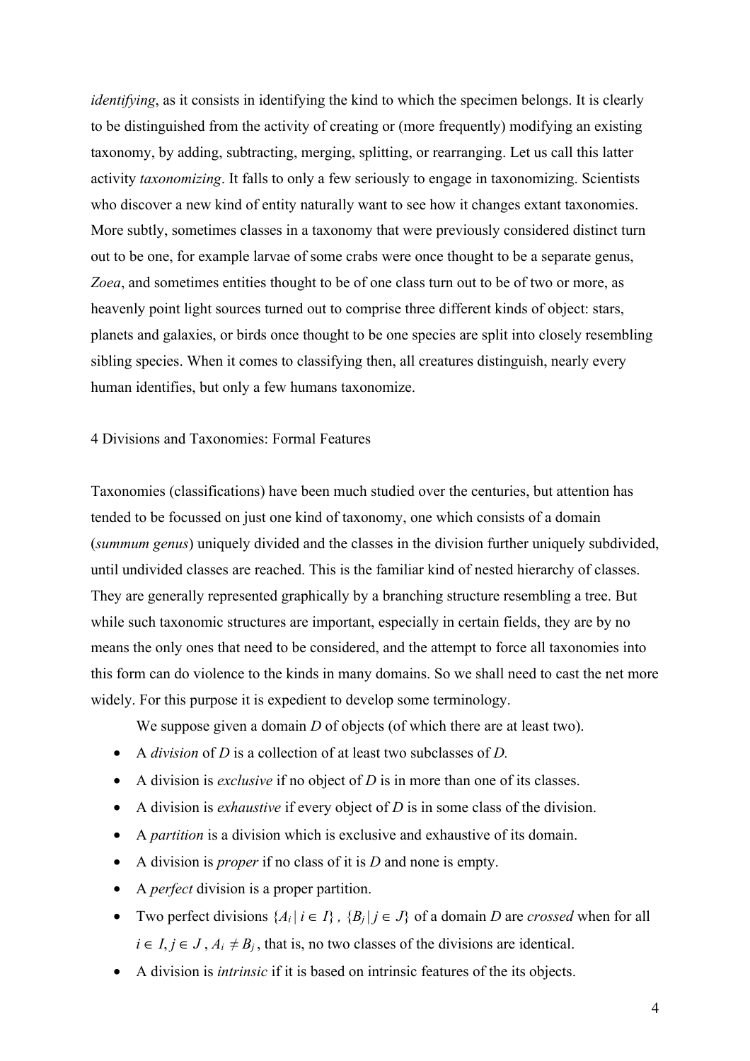*identifying*, as it consists in identifying the kind to which the specimen belongs. It is clearly to be distinguished from the activity of creating or (more frequently) modifying an existing taxonomy, by adding, subtracting, merging, splitting, or rearranging. Let us call this latter activity *taxonomizing*. It falls to only a few seriously to engage in taxonomizing. Scientists who discover a new kind of entity naturally want to see how it changes extant taxonomies. More subtly, sometimes classes in a taxonomy that were previously considered distinct turn out to be one, for example larvae of some crabs were once thought to be a separate genus, *Zoea*, and sometimes entities thought to be of one class turn out to be of two or more, as heavenly point light sources turned out to comprise three different kinds of object: stars, planets and galaxies, or birds once thought to be one species are split into closely resembling sibling species. When it comes to classifying then, all creatures distinguish, nearly every human identifies, but only a few humans taxonomize.

## 4 Divisions and Taxonomies: Formal Features

Taxonomies (classifications) have been much studied over the centuries, but attention has tended to be focussed on just one kind of taxonomy, one which consists of a domain (*summum genus*) uniquely divided and the classes in the division further uniquely subdivided, until undivided classes are reached. This is the familiar kind of nested hierarchy of classes. They are generally represented graphically by a branching structure resembling a tree. But while such taxonomic structures are important, especially in certain fields, they are by no means the only ones that need to be considered, and the attempt to force all taxonomies into this form can do violence to the kinds in many domains. So we shall need to cast the net more widely. For this purpose it is expedient to develop some terminology.

We suppose given a domain $D$ of objects (of which there are at least two).

- A *division* of $D$ is a collection of at least two subclasses of $D$.
- A division is *exclusive* if no object of $D$ is in more than one of its classes.
- A division is *exhaustive* if every object of $D$ is in some class of the division.
- A *partition* is a division which is exclusive and exhaustive of its domain.
- A division is *proper* if no class of it is $D$ and none is empty.
- A *perfect* division is a proper partition.
- Two perfect divisions $\{A_i \mid i \in I\}$, $\{B_j \mid j \in J\}$ of a domain $D$ are *crossed* when for all $i \in I, j \in J$, $A_i \neq B_j$, that is, no two classes of the divisions are identical.
- A division is *intrinsic* if it is based on intrinsic features of the its objects.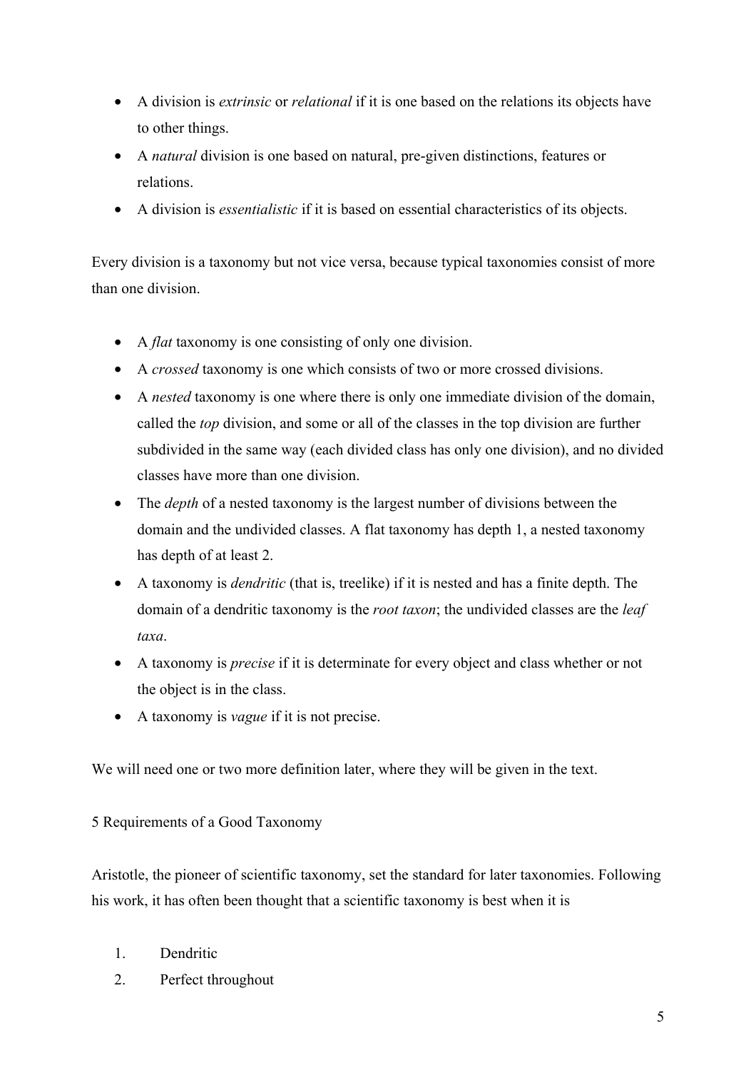- A division is *extrinsic* or *relational* if it is one based on the relations its objects have to other things.
- A *natural* division is one based on natural, pre-given distinctions, features or relations.
- A division is *essentialistic* if it is based on essential characteristics of its objects.

Every division is a taxonomy but not vice versa, because typical taxonomies consist of more than one division.

- A *flat* taxonomy is one consisting of only one division.
- A *crossed* taxonomy is one which consists of two or more crossed divisions.
- A *nested* taxonomy is one where there is only one immediate division of the domain, called the *top* division, and some or all of the classes in the top division are further subdivided in the same way (each divided class has only one division), and no divided classes have more than one division.
- The *depth* of a nested taxonomy is the largest number of divisions between the domain and the undivided classes. A flat taxonomy has depth 1, a nested taxonomy has depth of at least 2.
- A taxonomy is *dendritic* (that is, treelike) if it is nested and has a finite depth. The domain of a dendritic taxonomy is the *root taxon*; the undivided classes are the *leaf taxa*.
- A taxonomy is *precise* if it is determinate for every object and class whether or not the object is in the class.
- A taxonomy is *vague* if it is not precise.

We will need one or two more definition later, where they will be given in the text.

## 5 Requirements of a Good Taxonomy

Aristotle, the pioneer of scientific taxonomy, set the standard for later taxonomies. Following his work, it has often been thought that a scientific taxonomy is best when it is

1. Dendritic
2. Perfect throughout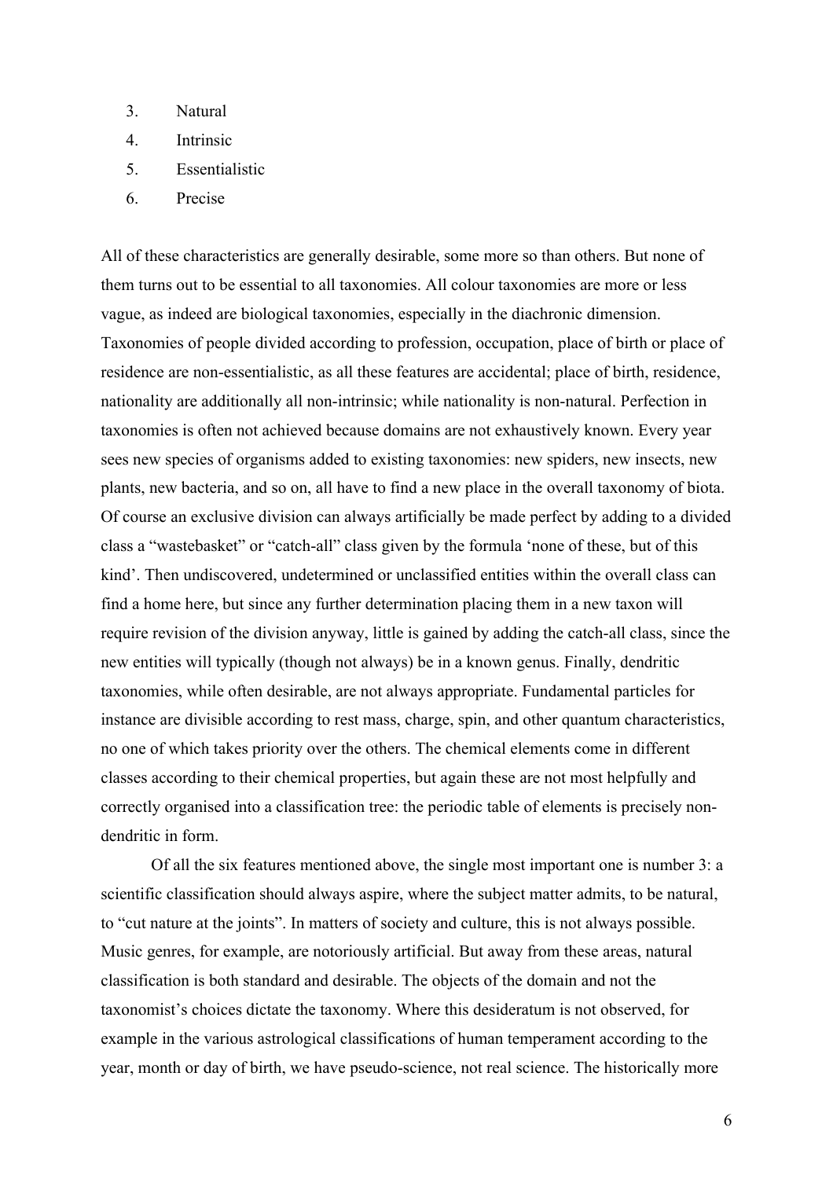3. Natural
4. Intrinsic
5. Essentialistic
6. Precise

All of these characteristics are generally desirable, some more so than others. But none of them turns out to be essential to all taxonomies. All colour taxonomies are more or less vague, as indeed are biological taxonomies, especially in the diachronic dimension. Taxonomies of people divided according to profession, occupation, place of birth or place of residence are non-essentialistic, as all these features are accidental; place of birth, residence, nationality are additionally all non-intrinsic; while nationality is non-natural. Perfection in taxonomies is often not achieved because domains are not exhaustively known. Every year sees new species of organisms added to existing taxonomies: new spiders, new insects, new plants, new bacteria, and so on, all have to find a new place in the overall taxonomy of biota. Of course an exclusive division can always artificially be made perfect by adding to a divided class a "wastebasket" or "catch-all" class given by the formula 'none of these, but of this kind'. Then undiscovered, undetermined or unclassified entities within the overall class can find a home here, but since any further determination placing them in a new taxon will require revision of the division anyway, little is gained by adding the catch-all class, since the new entities will typically (though not always) be in a known genus. Finally, dendritic taxonomies, while often desirable, are not always appropriate. Fundamental particles for instance are divisible according to rest mass, charge, spin, and other quantum characteristics, no one of which takes priority over the others. The chemical elements come in different classes according to their chemical properties, but again these are not most helpfully and correctly organised into a classification tree: the periodic table of elements is precisely non-dendritic in form.

Of all the six features mentioned above, the single most important one is number 3: a scientific classification should always aspire, where the subject matter admits, to be natural, to "cut nature at the joints". In matters of society and culture, this is not always possible. Music genres, for example, are notoriously artificial. But away from these areas, natural classification is both standard and desirable. The objects of the domain and not the taxonomist's choices dictate the taxonomy. Where this desideratum is not observed, for example in the various astrological classifications of human temperament according to the year, month or day of birth, we have pseudo-science, not real science. The historically more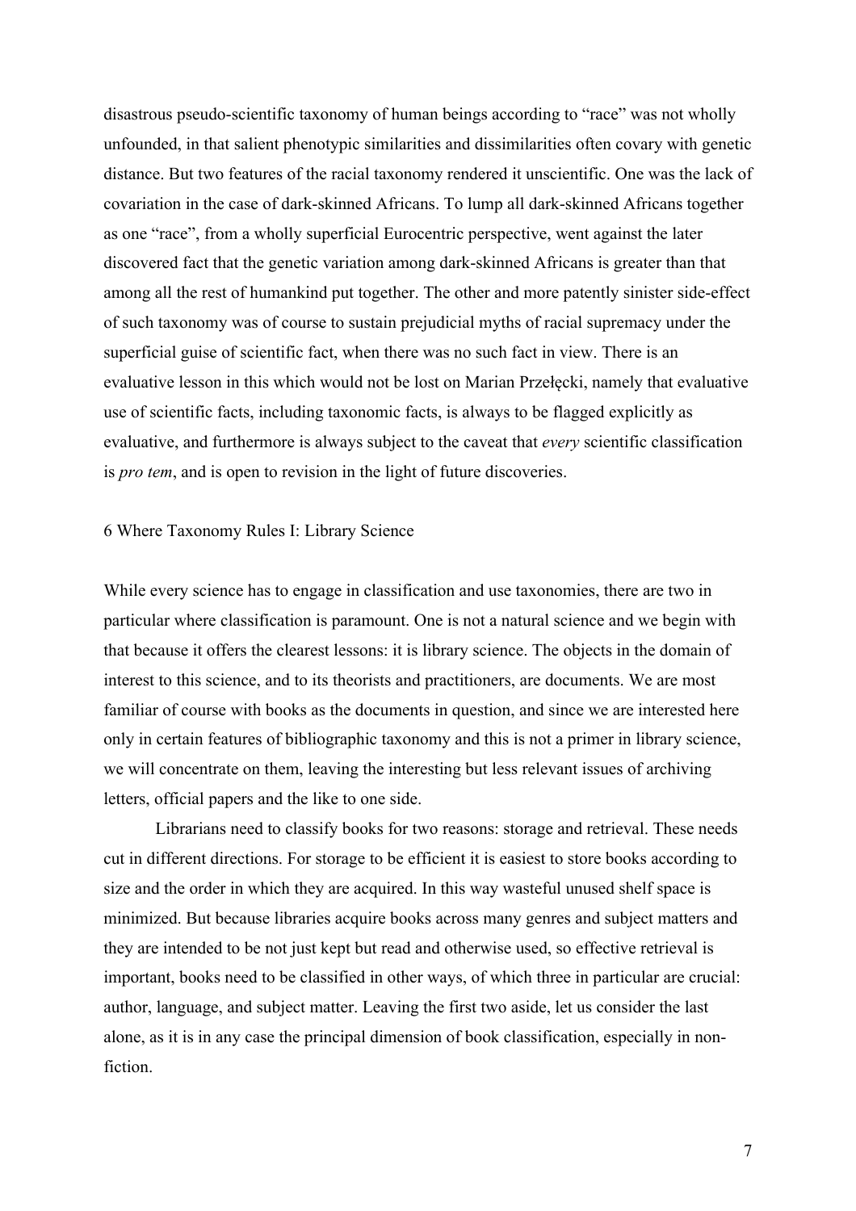disastrous pseudo-scientific taxonomy of human beings according to "race" was not wholly unfounded, in that salient phenotypic similarities and dissimilarities often covary with genetic distance. But two features of the racial taxonomy rendered it unscientific. One was the lack of covariation in the case of dark-skinned Africans. To lump all dark-skinned Africans together as one "race", from a wholly superficial Eurocentric perspective, went against the later discovered fact that the genetic variation among dark-skinned Africans is greater than that among all the rest of humankind put together. The other and more patently sinister side-effect of such taxonomy was of course to sustain prejudicial myths of racial supremacy under the superficial guise of scientific fact, when there was no such fact in view. There is an evaluative lesson in this which would not be lost on Marian Przełęcki, namely that evaluative use of scientific facts, including taxonomic facts, is always to be flagged explicitly as evaluative, and furthermore is always subject to the caveat that *every* scientific classification is *pro tem*, and is open to revision in the light of future discoveries.

## 6 Where Taxonomy Rules I: Library Science

While every science has to engage in classification and use taxonomies, there are two in particular where classification is paramount. One is not a natural science and we begin with that because it offers the clearest lessons: it is library science. The objects in the domain of interest to this science, and to its theorists and practitioners, are documents. We are most familiar of course with books as the documents in question, and since we are interested here only in certain features of bibliographic taxonomy and this is not a primer in library science, we will concentrate on them, leaving the interesting but less relevant issues of archiving letters, official papers and the like to one side.

Librarians need to classify books for two reasons: storage and retrieval. These needs cut in different directions. For storage to be efficient it is easiest to store books according to size and the order in which they are acquired. In this way wasteful unused shelf space is minimized. But because libraries acquire books across many genres and subject matters and they are intended to be not just kept but read and otherwise used, so effective retrieval is important, books need to be classified in other ways, of which three in particular are crucial: author, language, and subject matter. Leaving the first two aside, let us consider the last alone, as it is in any case the principal dimension of book classification, especially in non-fiction.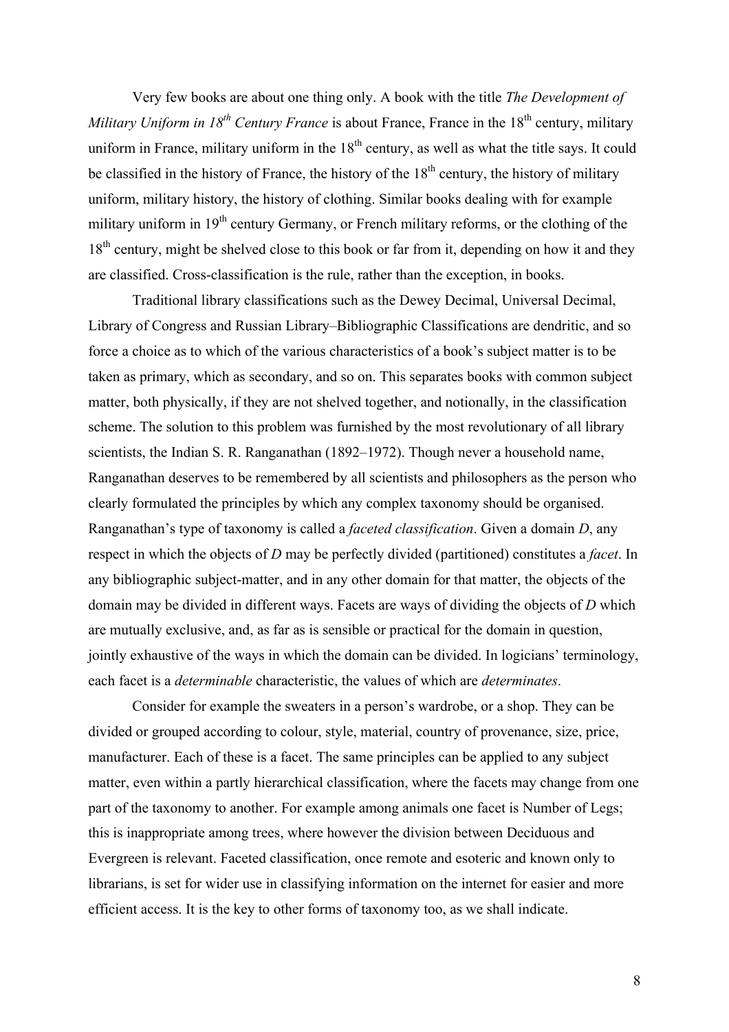Very few books are about one thing only. A book with the title *The Development of Military Uniform in 18$^{th}$ Century France* is about France, France in the 18$^{th}$ century, military uniform in France, military uniform in the 18$^{th}$ century, as well as what the title says. It could be classified in the history of France, the history of the 18$^{th}$ century, the history of military uniform, military history, the history of clothing. Similar books dealing with for example military uniform in 19$^{th}$ century Germany, or French military reforms, or the clothing of the 18$^{th}$ century, might be shelved close to this book or far from it, depending on how it and they are classified. Cross-classification is the rule, rather than the exception, in books.

Traditional library classifications such as the Dewey Decimal, Universal Decimal, Library of Congress and Russian Library–Bibliographic Classifications are dendritic, and so force a choice as to which of the various characteristics of a book's subject matter is to be taken as primary, which as secondary, and so on. This separates books with common subject matter, both physically, if they are not shelved together, and notionally, in the classification scheme. The solution to this problem was furnished by the most revolutionary of all library scientists, the Indian S. R. Ranganathan (1892–1972). Though never a household name, Ranganathan deserves to be remembered by all scientists and philosophers as the person who clearly formulated the principles by which any complex taxonomy should be organised. Ranganathan's type of taxonomy is called a *faceted classification*. Given a domain *D*, any respect in which the objects of *D* may be perfectly divided (partitioned) constitutes a *facet*. In any bibliographic subject-matter, and in any other domain for that matter, the objects of the domain may be divided in different ways. Facets are ways of dividing the objects of *D* which are mutually exclusive, and, as far as is sensible or practical for the domain in question, jointly exhaustive of the ways in which the domain can be divided. In logicians' terminology, each facet is a *determinable* characteristic, the values of which are *determinates*.

Consider for example the sweaters in a person's wardrobe, or a shop. They can be divided or grouped according to colour, style, material, country of provenance, size, price, manufacturer. Each of these is a facet. The same principles can be applied to any subject matter, even within a partly hierarchical classification, where the facets may change from one part of the taxonomy to another. For example among animals one facet is Number of Legs; this is inappropriate among trees, where however the division between Deciduous and Evergreen is relevant. Faceted classification, once remote and esoteric and known only to librarians, is set for wider use in classifying information on the internet for easier and more efficient access. It is the key to other forms of taxonomy too, as we shall indicate.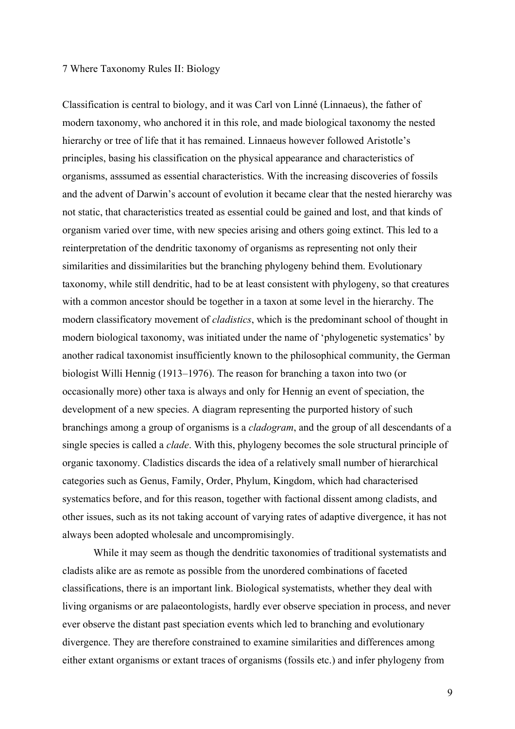## 7 Where Taxonomy Rules II: Biology

Classification is central to biology, and it was Carl von Linné (Linnaeus), the father of modern taxonomy, who anchored it in this role, and made biological taxonomy the nested hierarchy or tree of life that it has remained. Linnaeus however followed Aristotle's principles, basing his classification on the physical appearance and characteristics of organisms, asssumed as essential characteristics. With the increasing discoveries of fossils and the advent of Darwin's account of evolution it became clear that the nested hierarchy was not static, that characteristics treated as essential could be gained and lost, and that kinds of organism varied over time, with new species arising and others going extinct. This led to a reinterpretation of the dendritic taxonomy of organisms as representing not only their similarities and dissimilarities but the branching phylogeny behind them. Evolutionary taxonomy, while still dendritic, had to be at least consistent with phylogeny, so that creatures with a common ancestor should be together in a taxon at some level in the hierarchy. The modern classificatory movement of *cladistics*, which is the predominant school of thought in modern biological taxonomy, was initiated under the name of 'phylogenetic systematics' by another radical taxonomist insufficiently known to the philosophical community, the German biologist Willi Hennig (1913–1976). The reason for branching a taxon into two (or occasionally more) other taxa is always and only for Hennig an event of speciation, the development of a new species. A diagram representing the purported history of such branchings among a group of organisms is a *cladogram*, and the group of all descendants of a single species is called a *clade*. With this, phylogeny becomes the sole structural principle of organic taxonomy. Cladistics discards the idea of a relatively small number of hierarchical categories such as Genus, Family, Order, Phylum, Kingdom, which had characterised systematics before, and for this reason, together with factional dissent among cladists, and other issues, such as its not taking account of varying rates of adaptive divergence, it has not always been adopted wholesale and uncompromisingly.

While it may seem as though the dendritic taxonomies of traditional systematists and cladists alike are as remote as possible from the unordered combinations of faceted classifications, there is an important link. Biological systematists, whether they deal with living organisms or are palaeontologists, hardly ever observe speciation in process, and never ever observe the distant past speciation events which led to branching and evolutionary divergence. They are therefore constrained to examine similarities and differences among either extant organisms or extant traces of organisms (fossils etc.) and infer phylogeny from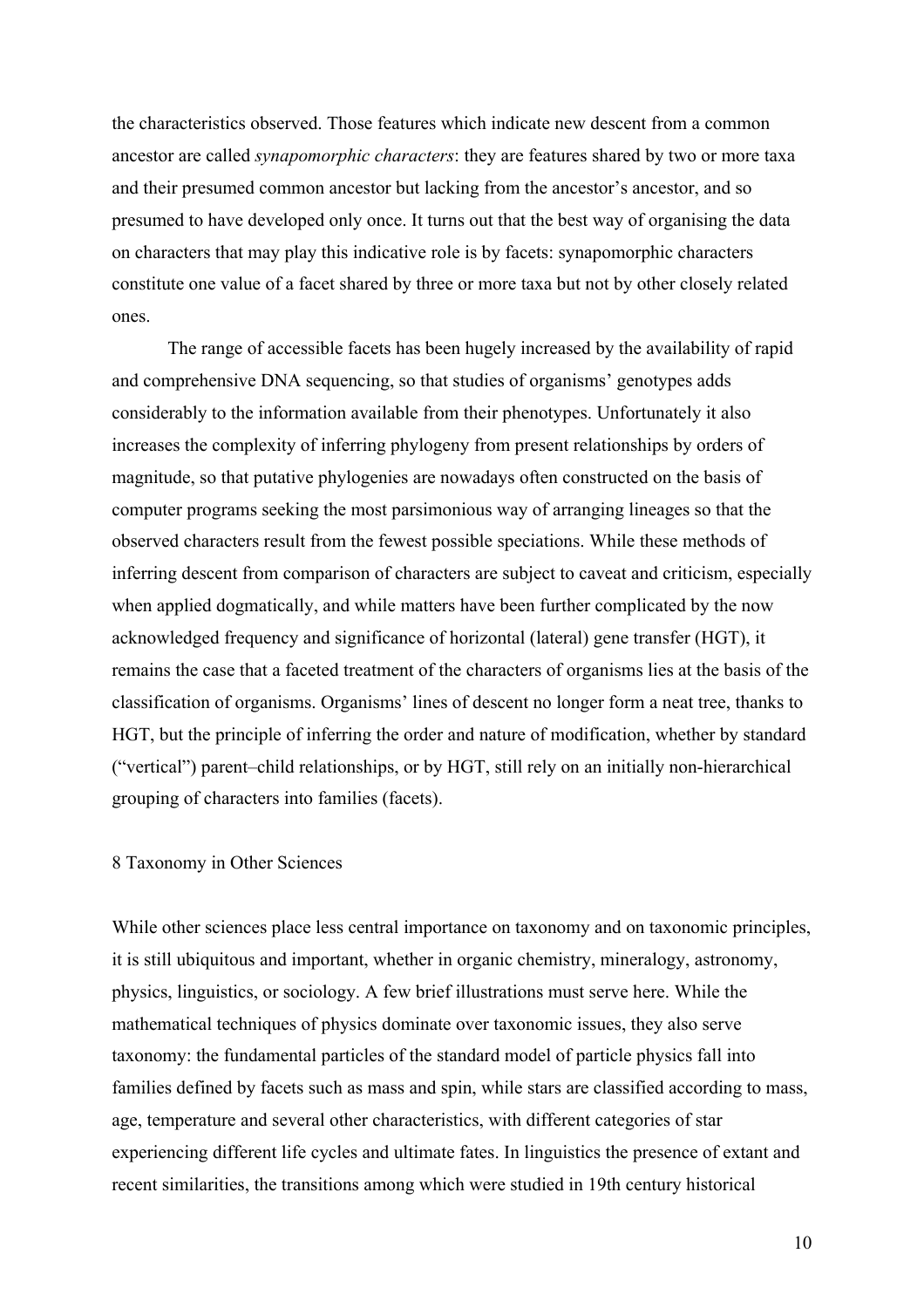the characteristics observed. Those features which indicate new descent from a common ancestor are called *synapomorphic characters*: they are features shared by two or more taxa and their presumed common ancestor but lacking from the ancestor's ancestor, and so presumed to have developed only once. It turns out that the best way of organising the data on characters that may play this indicative role is by facets: synapomorphic characters constitute one value of a facet shared by three or more taxa but not by other closely related ones.

The range of accessible facets has been hugely increased by the availability of rapid and comprehensive DNA sequencing, so that studies of organisms' genotypes adds considerably to the information available from their phenotypes. Unfortunately it also increases the complexity of inferring phylogeny from present relationships by orders of magnitude, so that putative phylogenies are nowadays often constructed on the basis of computer programs seeking the most parsimonious way of arranging lineages so that the observed characters result from the fewest possible speciations. While these methods of inferring descent from comparison of characters are subject to caveat and criticism, especially when applied dogmatically, and while matters have been further complicated by the now acknowledged frequency and significance of horizontal (lateral) gene transfer (HGT), it remains the case that a faceted treatment of the characters of organisms lies at the basis of the classification of organisms. Organisms' lines of descent no longer form a neat tree, thanks to HGT, but the principle of inferring the order and nature of modification, whether by standard ("vertical") parent–child relationships, or by HGT, still rely on an initially non-hierarchical grouping of characters into families (facets).

## 8 Taxonomy in Other Sciences

While other sciences place less central importance on taxonomy and on taxonomic principles, it is still ubiquitous and important, whether in organic chemistry, mineralogy, astronomy, physics, linguistics, or sociology. A few brief illustrations must serve here. While the mathematical techniques of physics dominate over taxonomic issues, they also serve taxonomy: the fundamental particles of the standard model of particle physics fall into families defined by facets such as mass and spin, while stars are classified according to mass, age, temperature and several other characteristics, with different categories of star experiencing different life cycles and ultimate fates. In linguistics the presence of extant and recent similarities, the transitions among which were studied in 19th century historical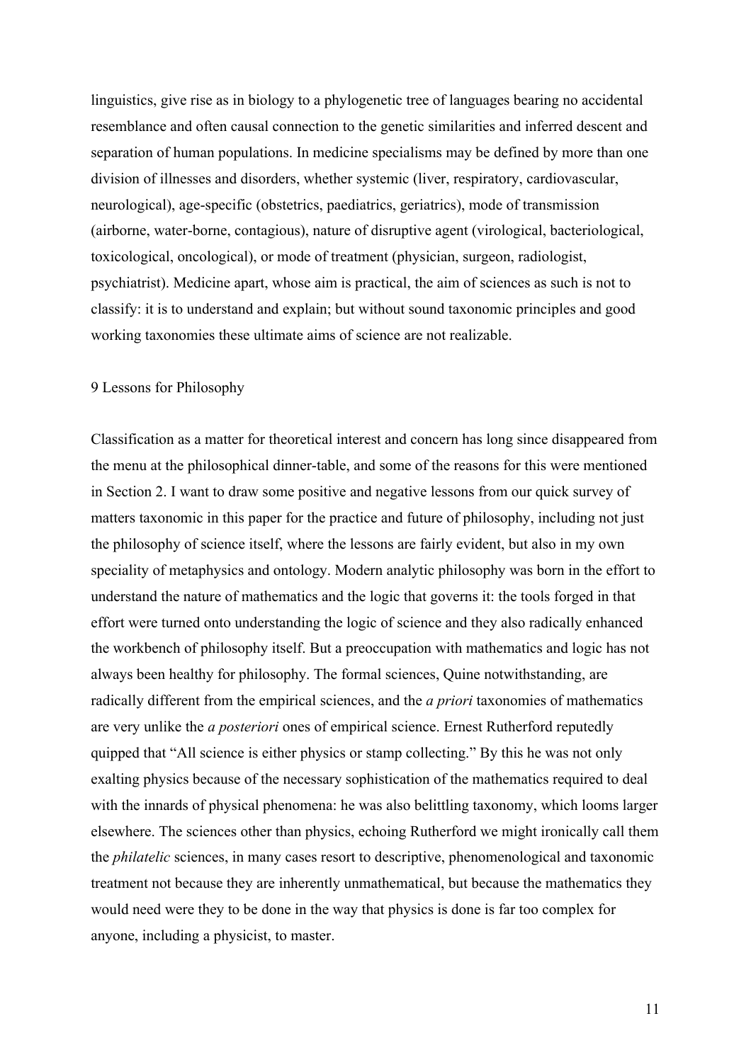linguistics, give rise as in biology to a phylogenetic tree of languages bearing no accidental resemblance and often causal connection to the genetic similarities and inferred descent and separation of human populations. In medicine specialisms may be defined by more than one division of illnesses and disorders, whether systemic (liver, respiratory, cardiovascular, neurological), age-specific (obstetrics, paediatrics, geriatrics), mode of transmission (airborne, water-borne, contagious), nature of disruptive agent (virological, bacteriological, toxicological, oncological), or mode of treatment (physician, surgeon, radiologist, psychiatrist). Medicine apart, whose aim is practical, the aim of sciences as such is not to classify: it is to understand and explain; but without sound taxonomic principles and good working taxonomies these ultimate aims of science are not realizable.

## 9 Lessons for Philosophy

Classification as a matter for theoretical interest and concern has long since disappeared from the menu at the philosophical dinner-table, and some of the reasons for this were mentioned in Section 2. I want to draw some positive and negative lessons from our quick survey of matters taxonomic in this paper for the practice and future of philosophy, including not just the philosophy of science itself, where the lessons are fairly evident, but also in my own speciality of metaphysics and ontology. Modern analytic philosophy was born in the effort to understand the nature of mathematics and the logic that governs it: the tools forged in that effort were turned onto understanding the logic of science and they also radically enhanced the workbench of philosophy itself. But a preoccupation with mathematics and logic has not always been healthy for philosophy. The formal sciences, Quine notwithstanding, are radically different from the empirical sciences, and the *a priori* taxonomies of mathematics are very unlike the *a posteriori* ones of empirical science. Ernest Rutherford reputedly quipped that “All science is either physics or stamp collecting.” By this he was not only exalting physics because of the necessary sophistication of the mathematics required to deal with the innards of physical phenomena: he was also belittling taxonomy, which looms larger elsewhere. The sciences other than physics, echoing Rutherford we might ironically call them the *philatelic* sciences, in many cases resort to descriptive, phenomenological and taxonomic treatment not because they are inherently unmathematical, but because the mathematics they would need were they to be done in the way that physics is done is far too complex for anyone, including a physicist, to master.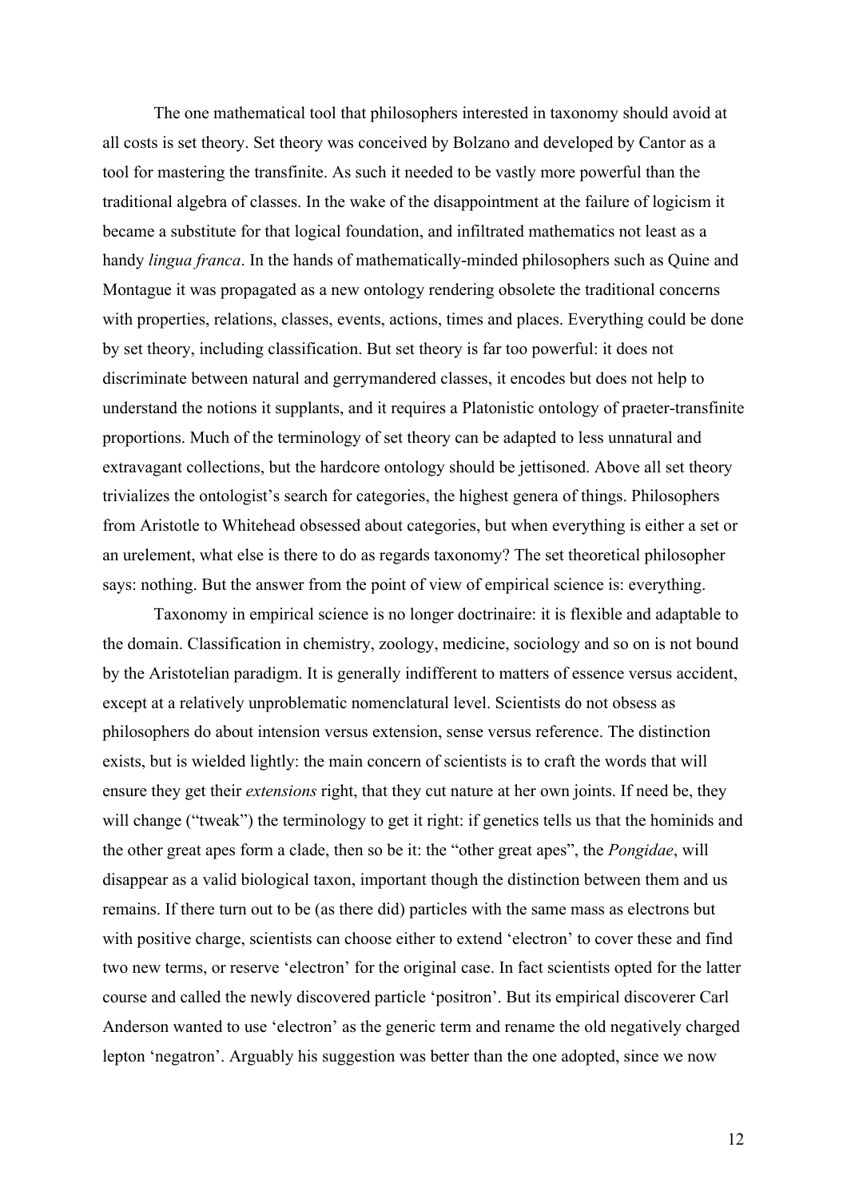The one mathematical tool that philosophers interested in taxonomy should avoid at all costs is set theory. Set theory was conceived by Bolzano and developed by Cantor as a tool for mastering the transfinite. As such it needed to be vastly more powerful than the traditional algebra of classes. In the wake of the disappointment at the failure of logicism it became a substitute for that logical foundation, and infiltrated mathematics not least as a handy *lingua franca*. In the hands of mathematically-minded philosophers such as Quine and Montague it was propagated as a new ontology rendering obsolete the traditional concerns with properties, relations, classes, events, actions, times and places. Everything could be done by set theory, including classification. But set theory is far too powerful: it does not discriminate between natural and gerrymandered classes, it encodes but does not help to understand the notions it supplants, and it requires a Platonistic ontology of praeter-transfinite proportions. Much of the terminology of set theory can be adapted to less unnatural and extravagant collections, but the hardcore ontology should be jettisoned. Above all set theory trivializes the ontologist's search for categories, the highest genera of things. Philosophers from Aristotle to Whitehead obsessed about categories, but when everything is either a set or an urelement, what else is there to do as regards taxonomy? The set theoretical philosopher says: nothing. But the answer from the point of view of empirical science is: everything.

Taxonomy in empirical science is no longer doctrinaire: it is flexible and adaptable to the domain. Classification in chemistry, zoology, medicine, sociology and so on is not bound by the Aristotelian paradigm. It is generally indifferent to matters of essence versus accident, except at a relatively unproblematic nomenclatural level. Scientists do not obsess as philosophers do about intension versus extension, sense versus reference. The distinction exists, but is wielded lightly: the main concern of scientists is to craft the words that will ensure they get their *extensions* right, that they cut nature at her own joints. If need be, they will change ("tweak") the terminology to get it right: if genetics tells us that the hominids and the other great apes form a clade, then so be it: the "other great apes", the *Pongidae*, will disappear as a valid biological taxon, important though the distinction between them and us remains. If there turn out to be (as there did) particles with the same mass as electrons but with positive charge, scientists can choose either to extend 'electron' to cover these and find two new terms, or reserve 'electron' for the original case. In fact scientists opted for the latter course and called the newly discovered particle 'positron'. But its empirical discoverer Carl Anderson wanted to use 'electron' as the generic term and rename the old negatively charged lepton 'negatron'. Arguably his suggestion was better than the one adopted, since we now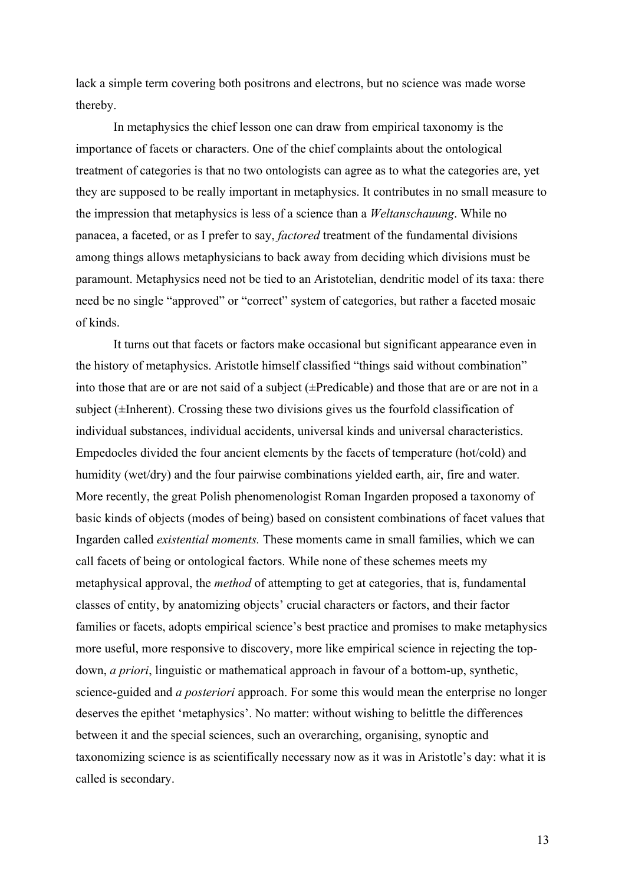lack a simple term covering both positrons and electrons, but no science was made worse thereby.

In metaphysics the chief lesson one can draw from empirical taxonomy is the importance of facets or characters. One of the chief complaints about the ontological treatment of categories is that no two ontologists can agree as to what the categories are, yet they are supposed to be really important in metaphysics. It contributes in no small measure to the impression that metaphysics is less of a science than a *Weltanschauung*. While no panacea, a faceted, or as I prefer to say, *factored* treatment of the fundamental divisions among things allows metaphysicians to back away from deciding which divisions must be paramount. Metaphysics need not be tied to an Aristotelian, dendritic model of its taxa: there need be no single "approved" or "correct" system of categories, but rather a faceted mosaic of kinds.

It turns out that facets or factors make occasional but significant appearance even in the history of metaphysics. Aristotle himself classified "things said without combination" into those that are or are not said of a subject (±Predicable) and those that are or are not in a subject (±Inherent). Crossing these two divisions gives us the fourfold classification of individual substances, individual accidents, universal kinds and universal characteristics. Empedocles divided the four ancient elements by the facets of temperature (hot/cold) and humidity (wet/dry) and the four pairwise combinations yielded earth, air, fire and water. More recently, the great Polish phenomenologist Roman Ingarden proposed a taxonomy of basic kinds of objects (modes of being) based on consistent combinations of facet values that Ingarden called *existential moments.* These moments came in small families, which we can call facets of being or ontological factors. While none of these schemes meets my metaphysical approval, the *method* of attempting to get at categories, that is, fundamental classes of entity, by anatomizing objects' crucial characters or factors, and their factor families or facets, adopts empirical science's best practice and promises to make metaphysics more useful, more responsive to discovery, more like empirical science in rejecting the top-down, *a priori*, linguistic or mathematical approach in favour of a bottom-up, synthetic, science-guided and *a posteriori* approach. For some this would mean the enterprise no longer deserves the epithet 'metaphysics'. No matter: without wishing to belittle the differences between it and the special sciences, such an overarching, organising, synoptic and taxonomizing science is as scientifically necessary now as it was in Aristotle's day: what it is called is secondary.